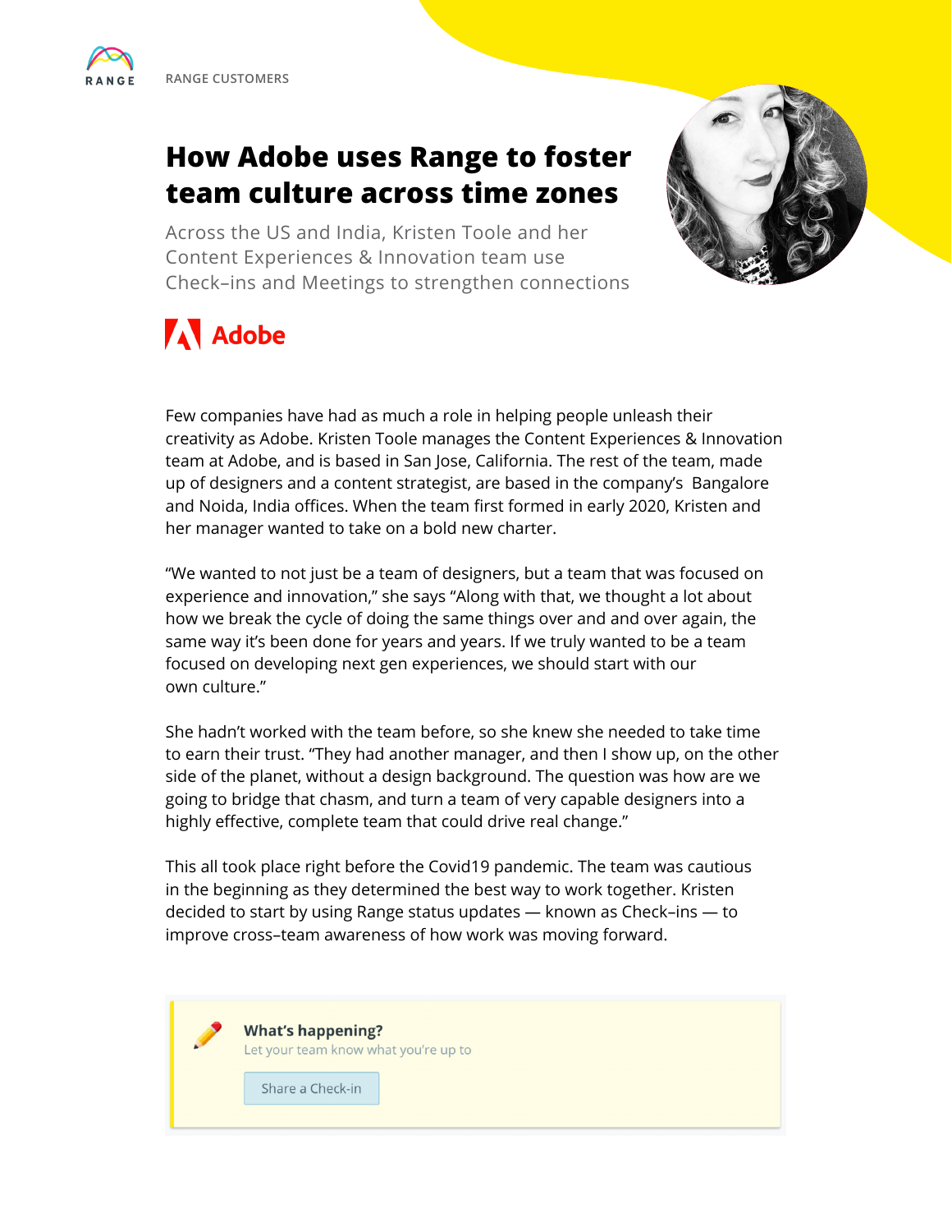RANGE CUSTOMERS

# How Adobe uses Range to foster team culture across time zones

Across the US and India, Kristen Toole and her Content Experiences & Innovation team use Check–ins and Meetings to strengthen connections

Adobe

Few companies have had as much a role in helping people unleash their creativity as Adobe. Kristen Toole manages the Content Experiences & Innovation team at Adobe, and is based in San Jose, California. The rest of the team, made up of designers and a content strategist, are based in the company's Bangalore and Noida, India offices. When the team first formed in early 2020, Kristen and her manager wanted to take on a bold new charter.

"We wanted to not just be a team of designers, but a team that was focused on experience and innovation," she says "Along with that, we thought a lot about how we break the cycle of doing the same things over and and over again, the same way it's been done for years and years. If we truly wanted to be a team focused on developing next gen experiences, we should start with our own culture."

She hadn't worked with the team before, so she knew she needed to take time to earn their trust. "They had another manager, and then I show up, on the other side of the planet, without a design background. The question was how are we going to bridge that chasm, and turn a team of very capable designers into a highly effective, complete team that could drive real change."

This all took place right before the Covid19 pandemic. The team was cautious in the beginning as they determined the best way to work together. Kristen decided to start by using Range status updates — known as Check–ins — to improve cross–team awareness of how work was moving forward.

**What's happening?**
Let your team know what you're up to

Share a Check-in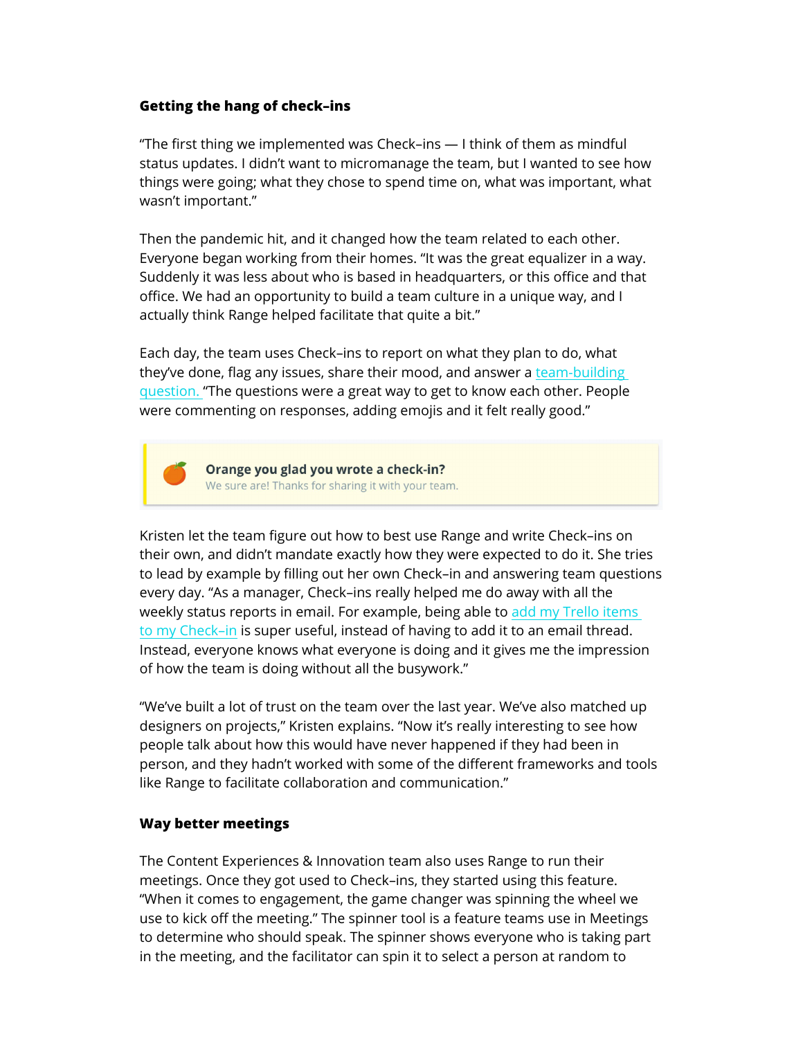**Getting the hang of check–ins**

"The first thing we implemented was Check–ins — I think of them as mindful status updates. I didn't want to micromanage the team, but I wanted to see how things were going; what they chose to spend time on, what was important, what wasn't important."

Then the pandemic hit, and it changed how the team related to each other. Everyone began working from their homes. "It was the great equalizer in a way. Suddenly it was less about who is based in headquarters, or this office and that office. We had an opportunity to build a team culture in a unique way, and I actually think Range helped facilitate that quite a bit."

Each day, the team uses Check–ins to report on what they plan to do, what they've done, flag any issues, share their mood, and answer a team-building question. "The questions were a great way to get to know each other. People were commenting on responses, adding emojis and it felt really good."

> 🍊 **Orange you glad you wrote a check-in?**
> We sure are! Thanks for sharing it with your team.

Kristen let the team figure out how to best use Range and write Check–ins on their own, and didn't mandate exactly how they were expected to do it. She tries to lead by example by filling out her own Check–in and answering team questions every day. "As a manager, Check–ins really helped me do away with all the weekly status reports in email. For example, being able to add my Trello items to my Check–in is super useful, instead of having to add it to an email thread. Instead, everyone knows what everyone is doing and it gives me the impression of how the team is doing without all the busywork."

"We've built a lot of trust on the team over the last year. We've also matched up designers on projects," Kristen explains. "Now it's really interesting to see how people talk about how this would have never happened if they had been in person, and they hadn't worked with some of the different frameworks and tools like Range to facilitate collaboration and communication."

**Way better meetings**

The Content Experiences & Innovation team also uses Range to run their meetings. Once they got used to Check–ins, they started using this feature. "When it comes to engagement, the game changer was spinning the wheel we use to kick off the meeting." The spinner tool is a feature teams use in Meetings to determine who should speak. The spinner shows everyone who is taking part in the meeting, and the facilitator can spin it to select a person at random to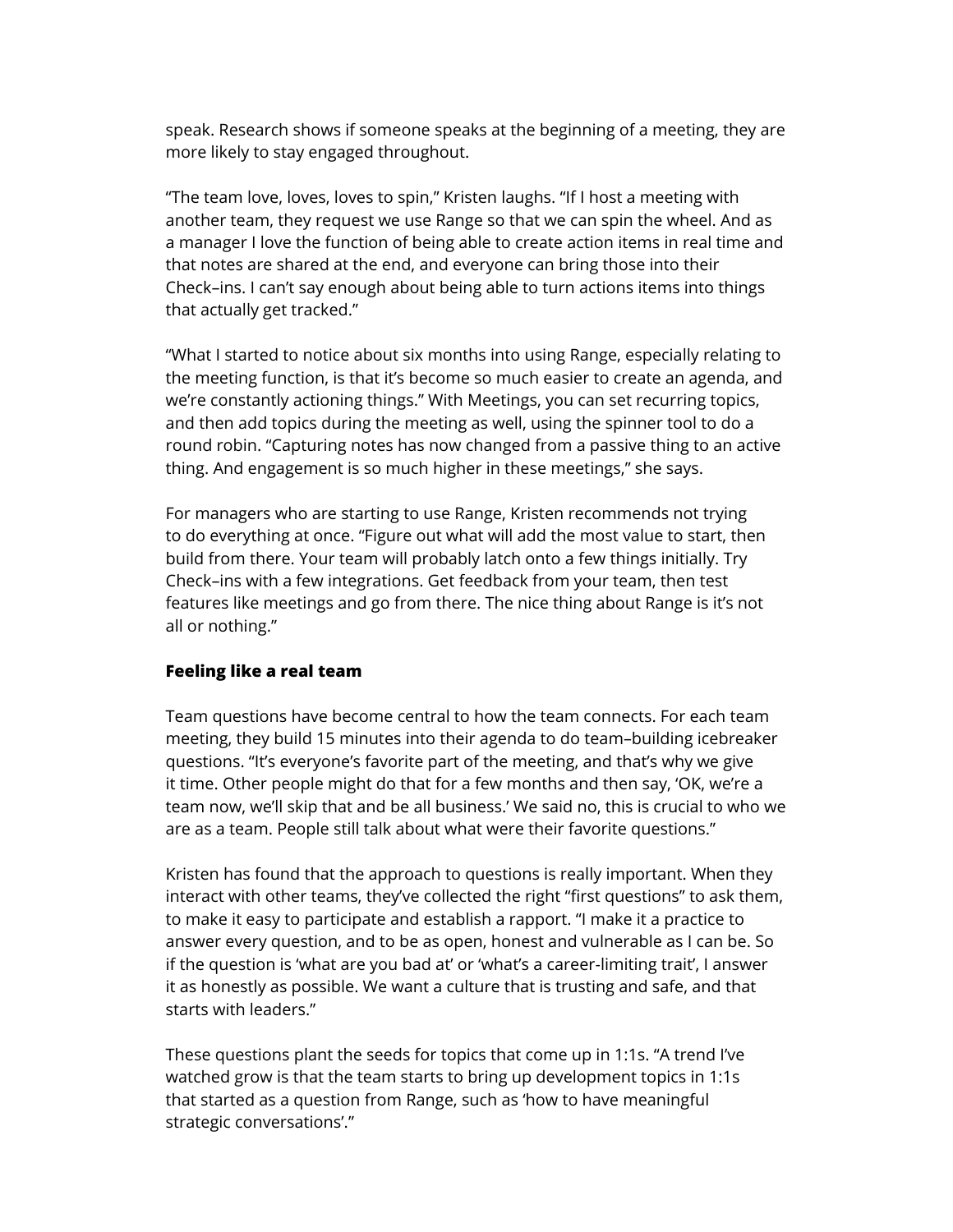speak. Research shows if someone speaks at the beginning of a meeting, they are more likely to stay engaged throughout.

“The team love, loves, loves to spin,” Kristen laughs. “If I host a meeting with another team, they request we use Range so that we can spin the wheel. And as a manager I love the function of being able to create action items in real time and that notes are shared at the end, and everyone can bring those into their Check–ins. I can’t say enough about being able to turn actions items into things that actually get tracked.”

“What I started to notice about six months into using Range, especially relating to the meeting function, is that it’s become so much easier to create an agenda, and we’re constantly actioning things.” With Meetings, you can set recurring topics, and then add topics during the meeting as well, using the spinner tool to do a round robin. “Capturing notes has now changed from a passive thing to an active thing. And engagement is so much higher in these meetings,” she says.

For managers who are starting to use Range, Kristen recommends not trying to do everything at once. “Figure out what will add the most value to start, then build from there. Your team will probably latch onto a few things initially. Try Check–ins with a few integrations. Get feedback from your team, then test features like meetings and go from there. The nice thing about Range is it’s not all or nothing.”

### Feeling like a real team

Team questions have become central to how the team connects. For each team meeting, they build 15 minutes into their agenda to do team–building icebreaker questions. “It’s everyone’s favorite part of the meeting, and that’s why we give it time. Other people might do that for a few months and then say, ‘OK, we’re a team now, we’ll skip that and be all business.’ We said no, this is crucial to who we are as a team. People still talk about what were their favorite questions.”

Kristen has found that the approach to questions is really important. When they interact with other teams, they’ve collected the right “first questions” to ask them, to make it easy to participate and establish a rapport. “I make it a practice to answer every question, and to be as open, honest and vulnerable as I can be. So if the question is ‘what are you bad at’ or ‘what’s a career-limiting trait’, I answer it as honestly as possible. We want a culture that is trusting and safe, and that starts with leaders.”

These questions plant the seeds for topics that come up in 1:1s. “A trend I’ve watched grow is that the team starts to bring up development topics in 1:1s that started as a question from Range, such as ‘how to have meaningful strategic conversations’.”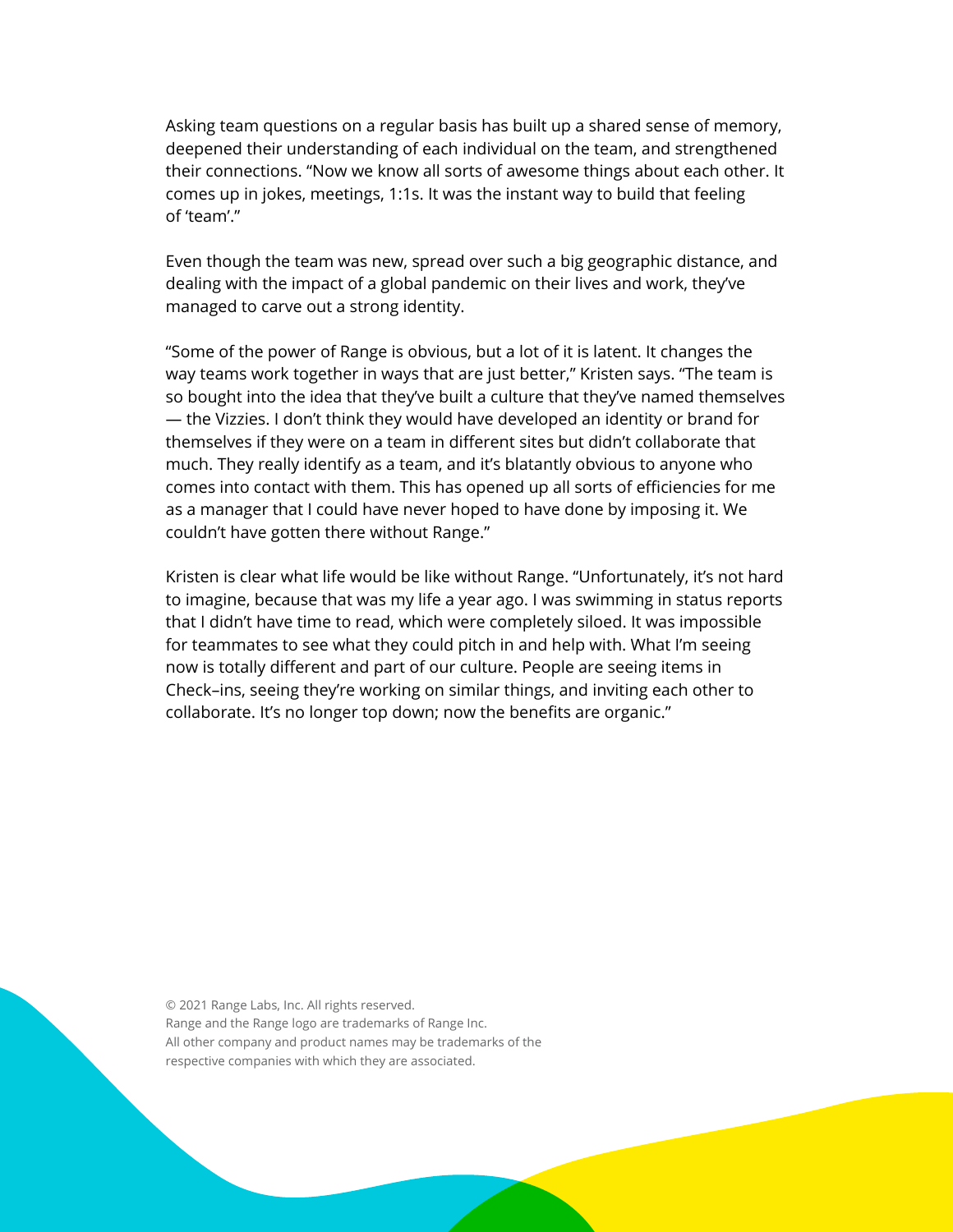Asking team questions on a regular basis has built up a shared sense of memory, deepened their understanding of each individual on the team, and strengthened their connections. "Now we know all sorts of awesome things about each other. It comes up in jokes, meetings, 1:1s. It was the instant way to build that feeling of 'team'."

Even though the team was new, spread over such a big geographic distance, and dealing with the impact of a global pandemic on their lives and work, they've managed to carve out a strong identity.

"Some of the power of Range is obvious, but a lot of it is latent. It changes the way teams work together in ways that are just better," Kristen says. "The team is so bought into the idea that they've built a culture that they've named themselves — the Vizzies. I don't think they would have developed an identity or brand for themselves if they were on a team in different sites but didn't collaborate that much. They really identify as a team, and it's blatantly obvious to anyone who comes into contact with them. This has opened up all sorts of efficiencies for me as a manager that I could have never hoped to have done by imposing it. We couldn't have gotten there without Range."

Kristen is clear what life would be like without Range. "Unfortunately, it's not hard to imagine, because that was my life a year ago. I was swimming in status reports that I didn't have time to read, which were completely siloed. It was impossible for teammates to see what they could pitch in and help with. What I'm seeing now is totally different and part of our culture. People are seeing items in Check–ins, seeing they're working on similar things, and inviting each other to collaborate. It's no longer top down; now the benefits are organic."

© 2021 Range Labs, Inc. All rights reserved.
Range and the Range logo are trademarks of Range Inc.
All other company and product names may be trademarks of the respective companies with which they are associated.